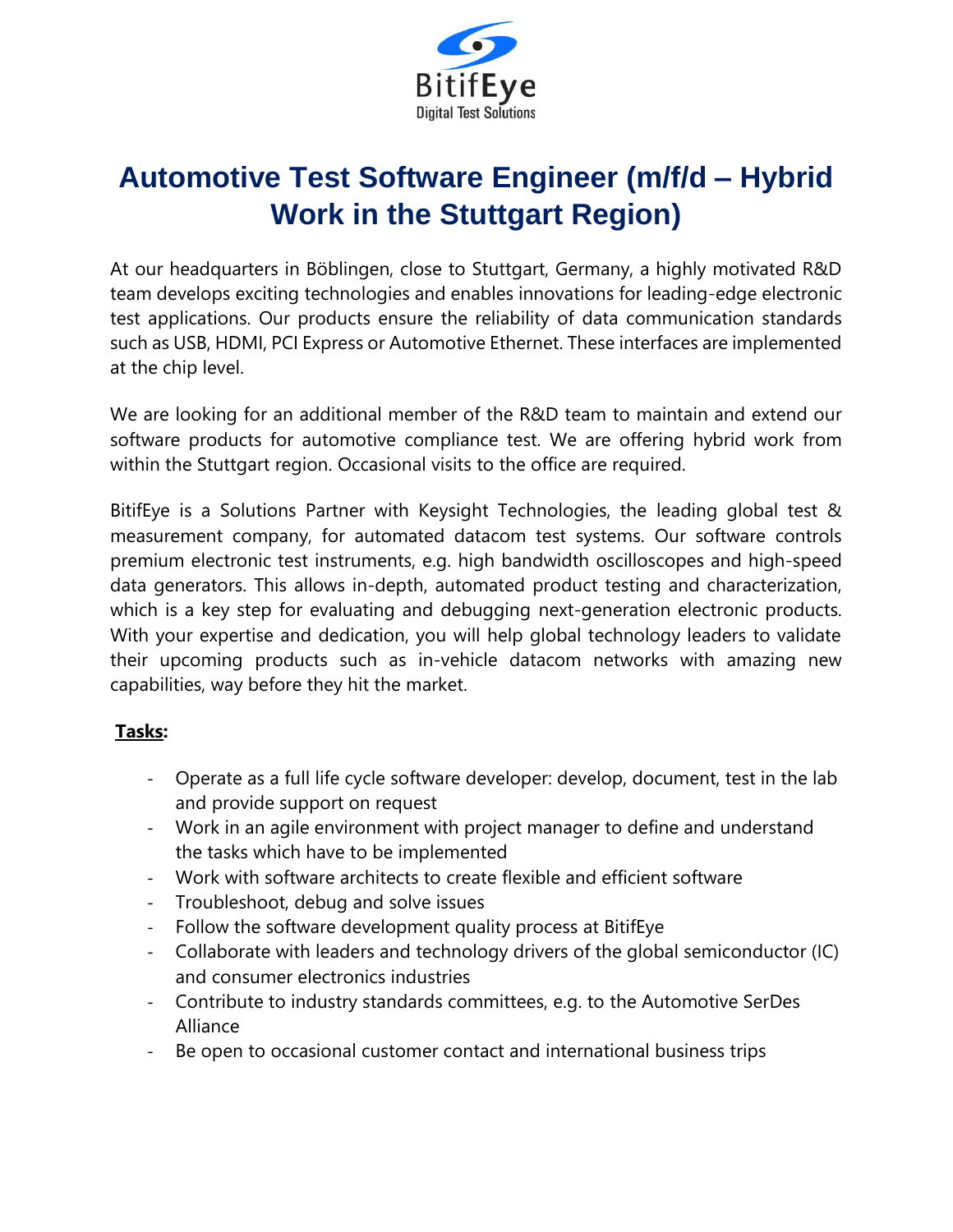BitifEye
Digital Test Solutions

# Automotive Test Software Engineer (m/f/d – Hybrid Work in the Stuttgart Region)

At our headquarters in Böblingen, close to Stuttgart, Germany, a highly motivated R&D team develops exciting technologies and enables innovations for leading-edge electronic test applications. Our products ensure the reliability of data communication standards such as USB, HDMI, PCI Express or Automotive Ethernet. These interfaces are implemented at the chip level.

We are looking for an additional member of the R&D team to maintain and extend our software products for automotive compliance test. We are offering hybrid work from within the Stuttgart region. Occasional visits to the office are required.

BitifEye is a Solutions Partner with Keysight Technologies, the leading global test & measurement company, for automated datacom test systems. Our software controls premium electronic test instruments, e.g. high bandwidth oscilloscopes and high-speed data generators. This allows in-depth, automated product testing and characterization, which is a key step for evaluating and debugging next-generation electronic products. With your expertise and dedication, you will help global technology leaders to validate their upcoming products such as in-vehicle datacom networks with amazing new capabilities, way before they hit the market.

**Tasks:**

- Operate as a full life cycle software developer: develop, document, test in the lab and provide support on request
- Work in an agile environment with project manager to define and understand the tasks which have to be implemented
- Work with software architects to create flexible and efficient software
- Troubleshoot, debug and solve issues
- Follow the software development quality process at BitifEye
- Collaborate with leaders and technology drivers of the global semiconductor (IC) and consumer electronics industries
- Contribute to industry standards committees, e.g. to the Automotive SerDes Alliance
- Be open to occasional customer contact and international business trips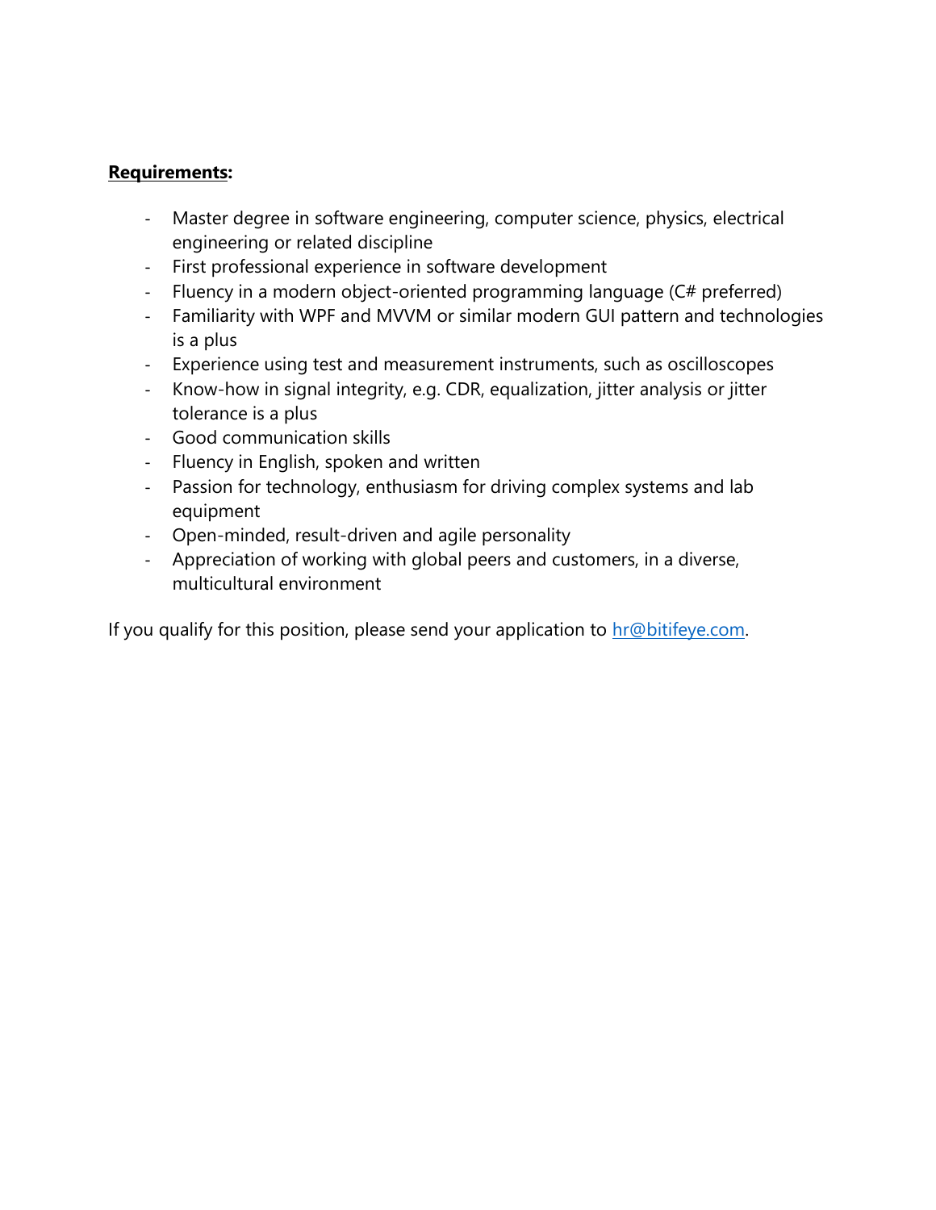**<u>Requirements</u>:**

- Master degree in software engineering, computer science, physics, electrical engineering or related discipline
- First professional experience in software development
- Fluency in a modern object-oriented programming language (C# preferred)
- Familiarity with WPF and MVVM or similar modern GUI pattern and technologies is a plus
- Experience using test and measurement instruments, such as oscilloscopes
- Know-how in signal integrity, e.g. CDR, equalization, jitter analysis or jitter tolerance is a plus
- Good communication skills
- Fluency in English, spoken and written
- Passion for technology, enthusiasm for driving complex systems and lab equipment
- Open-minded, result-driven and agile personality
- Appreciation of working with global peers and customers, in a diverse, multicultural environment

If you qualify for this position, please send your application to hr@bitifeye.com.